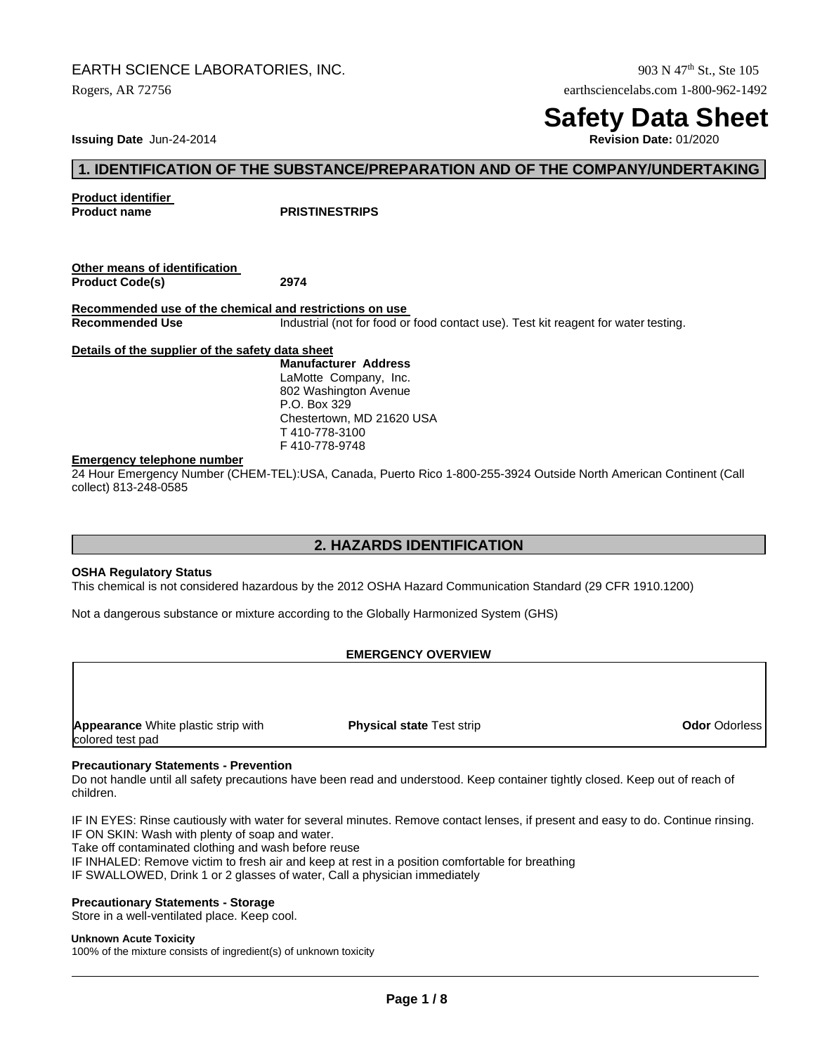EARTH SCIENCE LABORATORIES, INC.

Rogers, AR 72756

903 N 47th St., Ste 105

earthsciencelabs.com 1-800-962-1492

# Safety Data Sheet

**Issuing Date** Jun-24-2014

**Revision Date:** 01/2020

## 1. IDENTIFICATION OF THE SUBSTANCE/PREPARATION AND OF THE COMPANY/UNDERTAKING

**Product identifier**

**Product name** **PRISTINESTRIPS**

**Other means of identification**

**Product Code(s)** **2974**

**Recommended use of the chemical and restrictions on use**

**Recommended Use** Industrial (not for food or food contact use). Test kit reagent for water testing.

**Details of the supplier of the safety data sheet**

**Manufacturer Address**
LaMotte Company, Inc.
802 Washington Avenue
P.O. Box 329
Chestertown, MD 21620 USA
T 410-778-3100
F 410-778-9748

**Emergency telephone number**

24 Hour Emergency Number (CHEM-TEL):USA, Canada, Puerto Rico 1-800-255-3924 Outside North American Continent (Call collect) 813-248-0585

## 2. HAZARDS IDENTIFICATION

**OSHA Regulatory Status**

This chemical is not considered hazardous by the 2012 OSHA Hazard Communication Standard (29 CFR 1910.1200)

Not a dangerous substance or mixture according to the Globally Harmonized System (GHS)

**EMERGENCY OVERVIEW**

| **Appearance** White plastic strip with colored test pad | **Physical state** Test strip | **Odor** Odorless |
|---|---|---|

**Precautionary Statements - Prevention**

Do not handle until all safety precautions have been read and understood. Keep container tightly closed. Keep out of reach of children.

IF IN EYES: Rinse cautiously with water for several minutes. Remove contact lenses, if present and easy to do. Continue rinsing.
IF ON SKIN: Wash with plenty of soap and water.
Take off contaminated clothing and wash before reuse
IF INHALED: Remove victim to fresh air and keep at rest in a position comfortable for breathing
IF SWALLOWED, Drink 1 or 2 glasses of water, Call a physician immediately

**Precautionary Statements - Storage**

Store in a well-ventilated place. Keep cool.

**Unknown Acute Toxicity**

100% of the mixture consists of ingredient(s) of unknown toxicity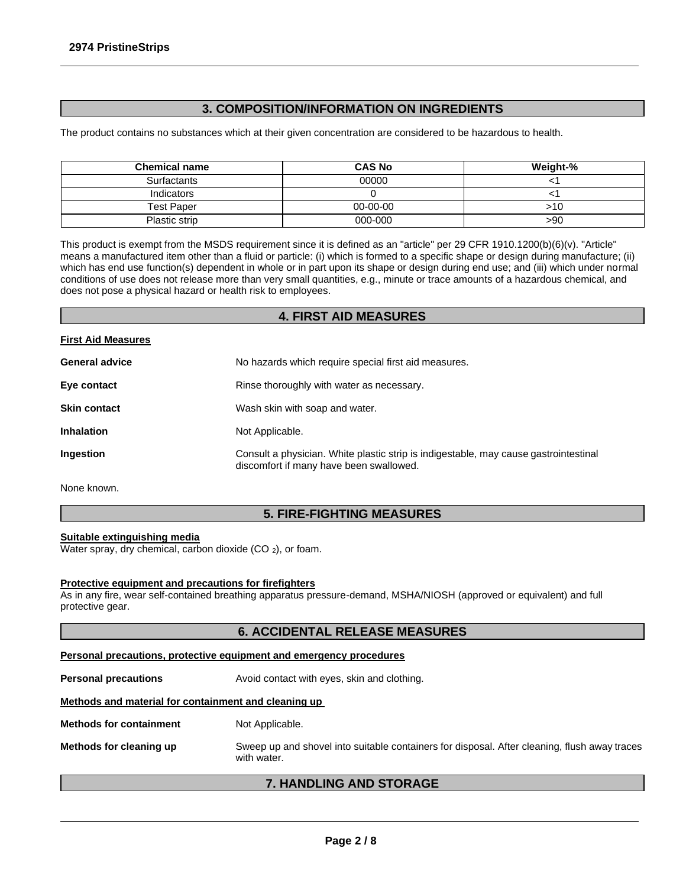## 3. COMPOSITION/INFORMATION ON INGREDIENTS

The product contains no substances which at their given concentration are considered to be hazardous to health.

| Chemical name | CAS No | Weight-% |
|---|---|---|
| Surfactants | 00000 | <1 |
| Indicators | 0 | <1 |
| Test Paper | 00-00-00 | >10 |
| Plastic strip | 000-000 | >90 |

This product is exempt from the MSDS requirement since it is defined as an "article" per 29 CFR 1910.1200(b)(6)(v). "Article" means a manufactured item other than a fluid or particle: (i) which is formed to a specific shape or design during manufacture; (ii) which has end use function(s) dependent in whole or in part upon its shape or design during end use; and (iii) which under normal conditions of use does not release more than very small quantities, e.g., minute or trace amounts of a hazardous chemical, and does not pose a physical hazard or health risk to employees.

## 4. FIRST AID MEASURES

**First Aid Measures**

**General advice** No hazards which require special first aid measures.

**Eye contact** Rinse thoroughly with water as necessary.

**Skin contact** Wash skin with soap and water.

**Inhalation** Not Applicable.

**Ingestion** Consult a physician. White plastic strip is indigestable, may cause gastrointestinal discomfort if many have been swallowed.

None known.

## 5. FIRE-FIGHTING MEASURES

**Suitable extinguishing media**

Water spray, dry chemical, carbon dioxide ($CO_2$), or foam.

**Protective equipment and precautions for firefighters**

As in any fire, wear self-contained breathing apparatus pressure-demand, MSHA/NIOSH (approved or equivalent) and full protective gear.

## 6. ACCIDENTAL RELEASE MEASURES

**Personal precautions, protective equipment and emergency procedures**

**Personal precautions** Avoid contact with eyes, skin and clothing.

**Methods and material for containment and cleaning up**

**Methods for containment** Not Applicable.

**Methods for cleaning up** Sweep up and shovel into suitable containers for disposal. After cleaning, flush away traces with water.

## 7. HANDLING AND STORAGE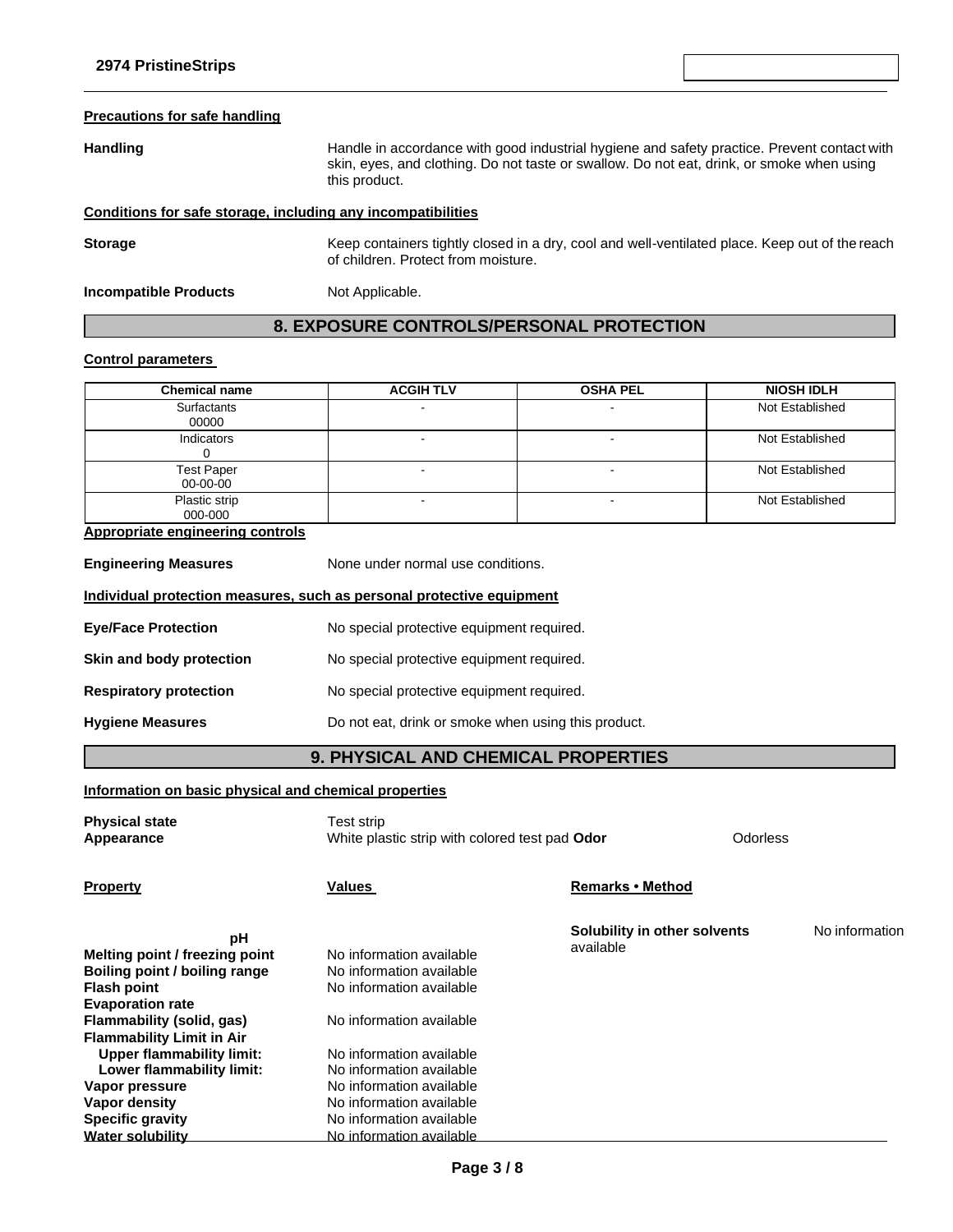**Precautions for safe handling**

**Handling** Handle in accordance with good industrial hygiene and safety practice. Prevent contact with skin, eyes, and clothing. Do not taste or swallow. Do not eat, drink, or smoke when using this product.

**Conditions for safe storage, including any incompatibilities**

**Storage** Keep containers tightly closed in a dry, cool and well-ventilated place. Keep out of the reach of children. Protect from moisture.

**Incompatible Products** Not Applicable.

## 8. EXPOSURE CONTROLS/PERSONAL PROTECTION

**Control parameters**

| Chemical name | ACGIH TLV | OSHA PEL | NIOSH IDLH |
|---|---|---|---|
| Surfactants 00000 | - | - | Not Established |
| Indicators 0 | - | - | Not Established |
| Test Paper 00-00-00 | - | - | Not Established |
| Plastic strip 000-000 | - | - | Not Established |

**Appropriate engineering controls**

**Engineering Measures** None under normal use conditions.

**Individual protection measures, such as personal protective equipment**

**Eye/Face Protection** No special protective equipment required.

**Skin and body protection** No special protective equipment required.

**Respiratory protection** No special protective equipment required.

**Hygiene Measures** Do not eat, drink or smoke when using this product.

## 9. PHYSICAL AND CHEMICAL PROPERTIES

**Information on basic physical and chemical properties**

**Physical state** Test strip
**Appearance** White plastic strip with colored test pad **Odor** Odorless

| Property | Values | Remarks • Method |
|---|---|---|
| **pH** | | |
| **Melting point / freezing point** | No information available | |
| **Boiling point / boiling range** | No information available | |
| **Flash point** | No information available | |
| **Evaporation rate** | | |
| **Flammability (solid, gas)** | No information available | |
| **Flammability Limit in Air** | | |
| **Upper flammability limit:** | No information available | |
| **Lower flammability limit:** | No information available | |
| **Vapor pressure** | No information available | |
| **Vapor density** | No information available | |
| **Specific gravity** | No information available | |
| **Water solubility** | No information available | |
| **Solubility in other solvents** | No information available | |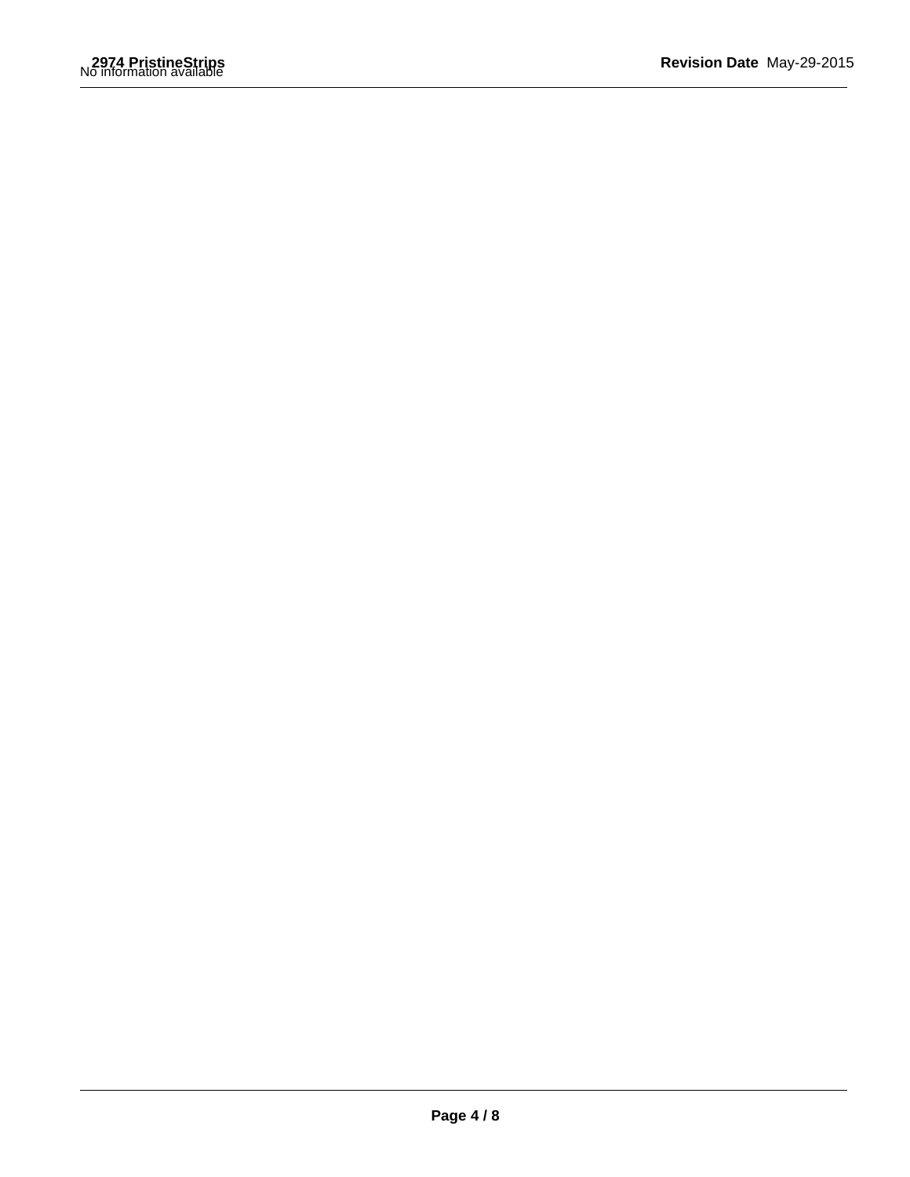No information available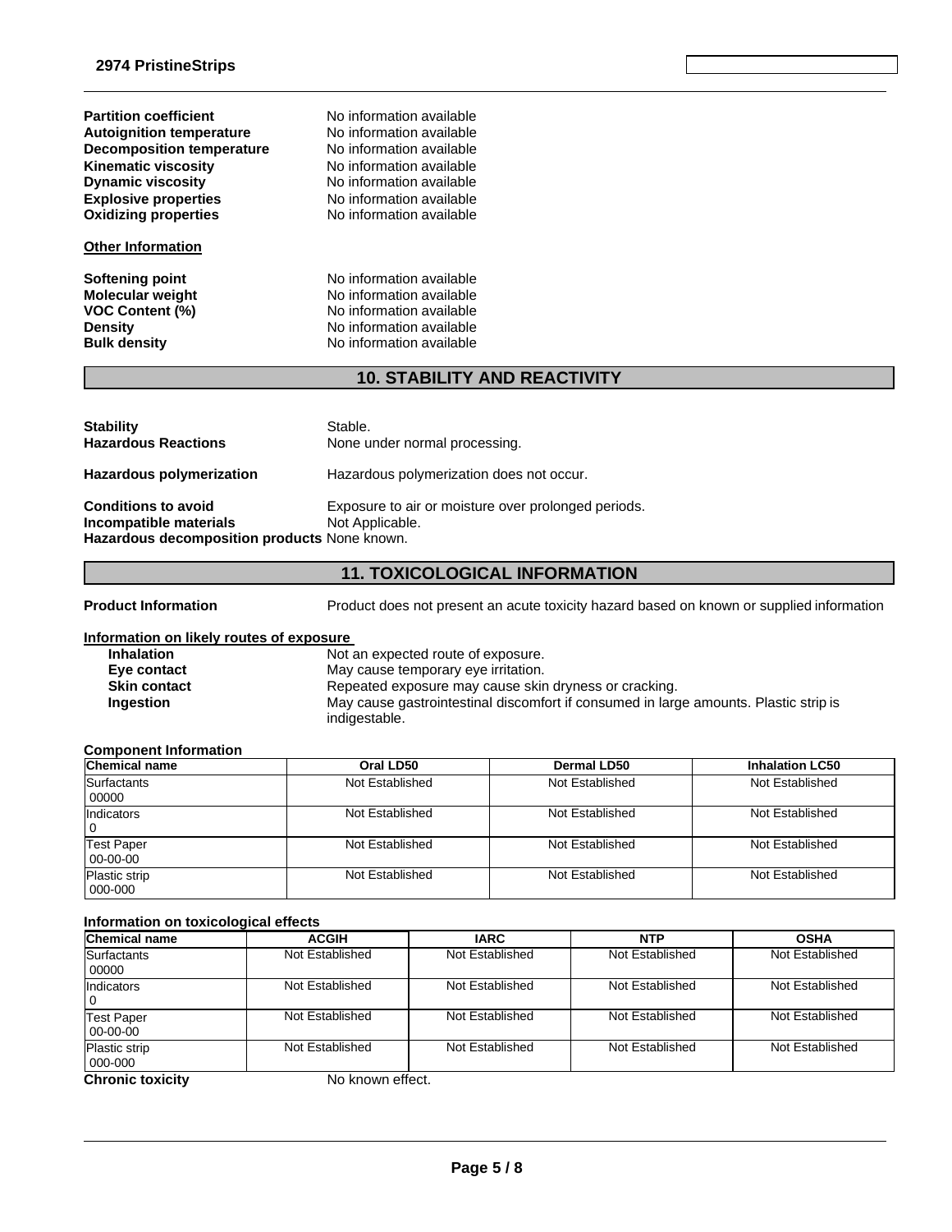**Partition coefficient** No information available
**Autoignition temperature** No information available
**Decomposition temperature** No information available
**Kinematic viscosity** No information available
**Dynamic viscosity** No information available
**Explosive properties** No information available
**Oxidizing properties** No information available

**Other Information**

**Softening point** No information available
**Molecular weight** No information available
**VOC Content (%)** No information available
**Density** No information available
**Bulk density** No information available

## 10. STABILITY AND REACTIVITY

**Stability** Stable.
**Hazardous Reactions** None under normal processing.

**Hazardous polymerization** Hazardous polymerization does not occur.

**Conditions to avoid** Exposure to air or moisture over prolonged periods.
**Incompatible materials** Not Applicable.
**Hazardous decomposition products** None known.

## 11. TOXICOLOGICAL INFORMATION

**Product Information** Product does not present an acute toxicity hazard based on known or supplied information

**Information on likely routes of exposure**

**Inhalation** Not an expected route of exposure.
**Eye contact** May cause temporary eye irritation.
**Skin contact** Repeated exposure may cause skin dryness or cracking.
**Ingestion** May cause gastrointestinal discomfort if consumed in large amounts. Plastic strip is indigestable.

**Component Information**

| Chemical name | Oral LD50 | Dermal LD50 | Inhalation LC50 |
|---|---|---|---|
| Surfactants 00000 | Not Established | Not Established | Not Established |
| Indicators 0 | Not Established | Not Established | Not Established |
| Test Paper 00-00-00 | Not Established | Not Established | Not Established |
| Plastic strip 000-000 | Not Established | Not Established | Not Established |

**Information on toxicological effects**

| Chemical name | ACGIH | IARC | NTP | OSHA |
|---|---|---|---|---|
| Surfactants 00000 | Not Established | Not Established | Not Established | Not Established |
| Indicators 0 | Not Established | Not Established | Not Established | Not Established |
| Test Paper 00-00-00 | Not Established | Not Established | Not Established | Not Established |
| Plastic strip 000-000 | Not Established | Not Established | Not Established | Not Established |

**Chronic toxicity** No known effect.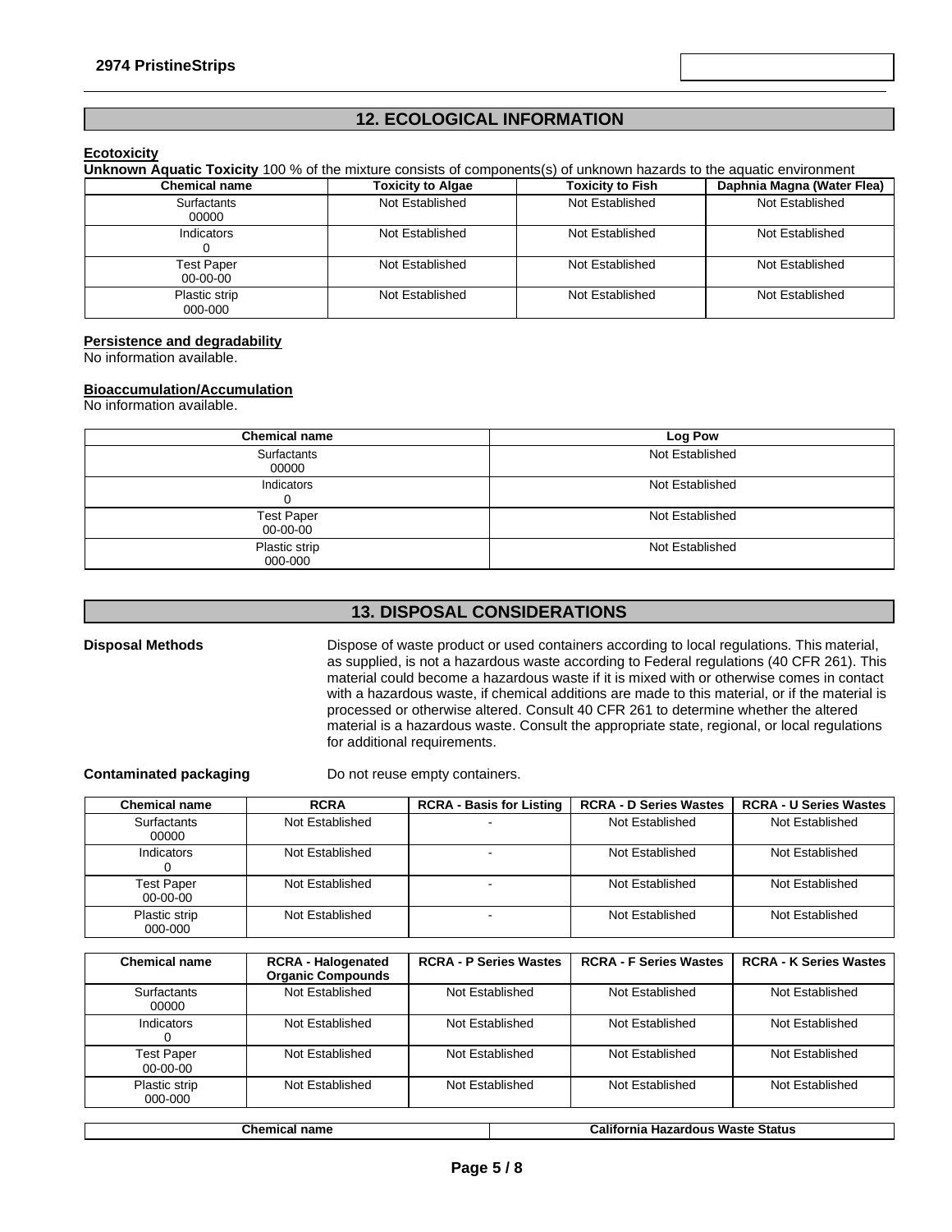## 12. ECOLOGICAL INFORMATION

**Ecotoxicity**

**Unknown Aquatic Toxicity** 100 % of the mixture consists of components(s) of unknown hazards to the aquatic environment

| Chemical name | Toxicity to Algae | Toxicity to Fish | Daphnia Magna (Water Flea) |
|---|---|---|---|
| Surfactants 00000 | Not Established | Not Established | Not Established |
| Indicators 0 | Not Established | Not Established | Not Established |
| Test Paper 00-00-00 | Not Established | Not Established | Not Established |
| Plastic strip 000-000 | Not Established | Not Established | Not Established |

**Persistence and degradability**

No information available.

**Bioaccumulation/Accumulation**

No information available.

| Chemical name | Log Pow |
|---|---|
| Surfactants 00000 | Not Established |
| Indicators 0 | Not Established |
| Test Paper 00-00-00 | Not Established |
| Plastic strip 000-000 | Not Established |

## 13. DISPOSAL CONSIDERATIONS

**Disposal Methods** Dispose of waste product or used containers according to local regulations. This material, as supplied, is not a hazardous waste according to Federal regulations (40 CFR 261). This material could become a hazardous waste if it is mixed with or otherwise comes in contact with a hazardous waste, if chemical additions are made to this material, or if the material is processed or otherwise altered. Consult 40 CFR 261 to determine whether the altered material is a hazardous waste. Consult the appropriate state, regional, or local regulations for additional requirements.

**Contaminated packaging** Do not reuse empty containers.

| Chemical name | RCRA | RCRA - Basis for Listing | RCRA - D Series Wastes | RCRA - U Series Wastes |
|---|---|---|---|---|
| Surfactants 00000 | Not Established | - | Not Established | Not Established |
| Indicators 0 | Not Established | - | Not Established | Not Established |
| Test Paper 00-00-00 | Not Established | - | Not Established | Not Established |
| Plastic strip 000-000 | Not Established | - | Not Established | Not Established |

| Chemical name | RCRA - Halogenated Organic Compounds | RCRA - P Series Wastes | RCRA - F Series Wastes | RCRA - K Series Wastes |
|---|---|---|---|---|
| Surfactants 00000 | Not Established | Not Established | Not Established | Not Established |
| Indicators 0 | Not Established | Not Established | Not Established | Not Established |
| Test Paper 00-00-00 | Not Established | Not Established | Not Established | Not Established |
| Plastic strip 000-000 | Not Established | Not Established | Not Established | Not Established |

| Chemical name | California Hazardous Waste Status |
|---|---|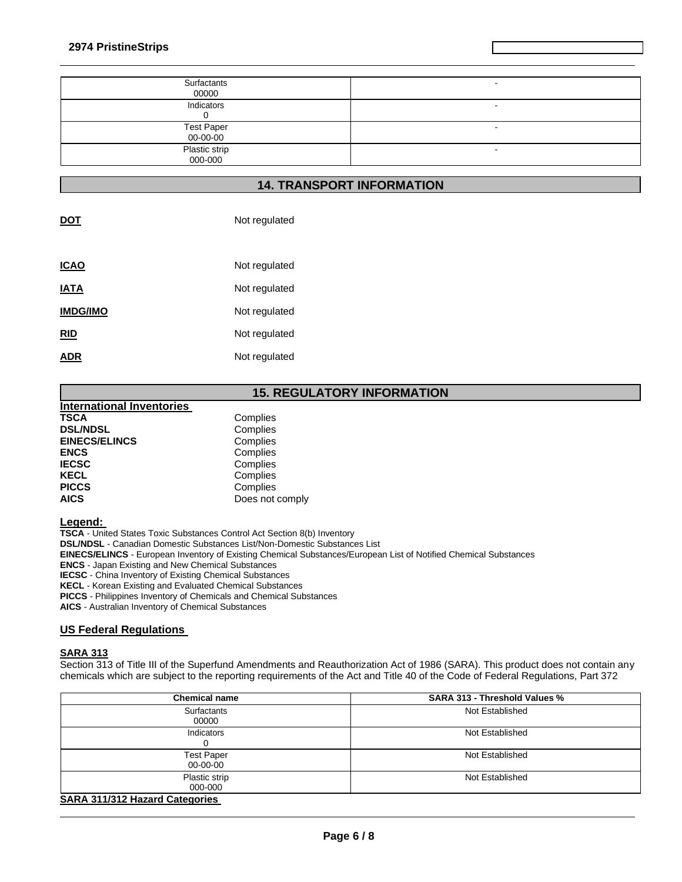| | |
|---|---|
| Surfactants<br>00000 | - |
| Indicators<br>0 | - |
| Test Paper<br>00-00-00 | - |
| Plastic strip<br>000-000 | - |

## 14. TRANSPORT INFORMATION

**DOT** Not regulated

**ICAO** Not regulated

**IATA** Not regulated

**IMDG/IMO** Not regulated

**RID** Not regulated

**ADR** Not regulated

## 15. REGULATORY INFORMATION

**International Inventories**

| | |
|---|---|
| **TSCA** | Complies |
| **DSL/NDSL** | Complies |
| **EINECS/ELINCS** | Complies |
| **ENCS** | Complies |
| **IECSC** | Complies |
| **KECL** | Complies |
| **PICCS** | Complies |
| **AICS** | Does not comply |

**Legend:**

**TSCA** - United States Toxic Substances Control Act Section 8(b) Inventory
**DSL/NDSL** - Canadian Domestic Substances List/Non-Domestic Substances List
**EINECS/ELINCS** - European Inventory of Existing Chemical Substances/European List of Notified Chemical Substances
**ENCS** - Japan Existing and New Chemical Substances
**IECSC** - China Inventory of Existing Chemical Substances
**KECL** - Korean Existing and Evaluated Chemical Substances
**PICCS** - Philippines Inventory of Chemicals and Chemical Substances
**AICS** - Australian Inventory of Chemical Substances

### US Federal Regulations

**SARA 313**

Section 313 of Title III of the Superfund Amendments and Reauthorization Act of 1986 (SARA). This product does not contain any chemicals which are subject to the reporting requirements of the Act and Title 40 of the Code of Federal Regulations, Part 372

| Chemical name | SARA 313 - Threshold Values % |
|---|---|
| Surfactants<br>00000 | Not Established |
| Indicators<br>0 | Not Established |
| Test Paper<br>00-00-00 | Not Established |
| Plastic strip<br>000-000 | Not Established |

**SARA 311/312 Hazard Categories**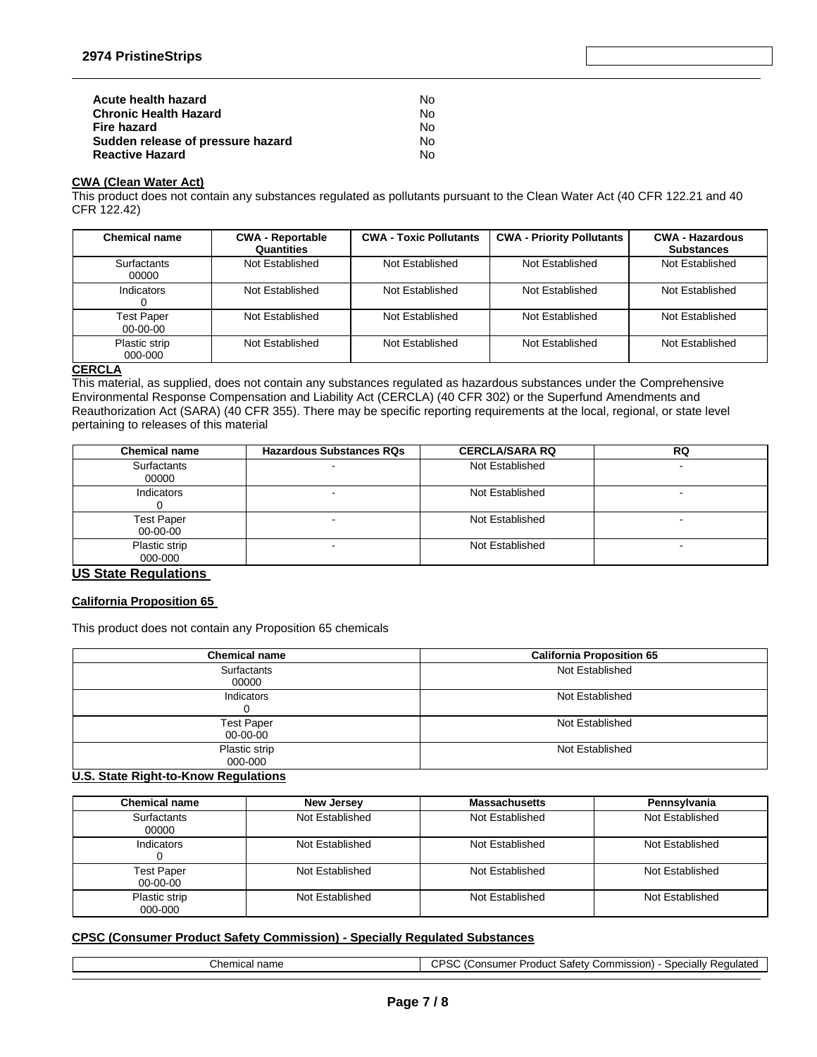| | |
|---|---|
| **Acute health hazard** | No |
| **Chronic Health Hazard** | No |
| **Fire hazard** | No |
| **Sudden release of pressure hazard** | No |
| **Reactive Hazard** | No |

**CWA (Clean Water Act)**

This product does not contain any substances regulated as pollutants pursuant to the Clean Water Act (40 CFR 122.21 and 40 CFR 122.42)

| Chemical name | CWA - Reportable Quantities | CWA - Toxic Pollutants | CWA - Priority Pollutants | CWA - Hazardous Substances |
|---|---|---|---|---|
| Surfactants 00000 | Not Established | Not Established | Not Established | Not Established |
| Indicators 0 | Not Established | Not Established | Not Established | Not Established |
| Test Paper 00-00-00 | Not Established | Not Established | Not Established | Not Established |
| Plastic strip 000-000 | Not Established | Not Established | Not Established | Not Established |

**CERCLA**

This material, as supplied, does not contain any substances regulated as hazardous substances under the Comprehensive Environmental Response Compensation and Liability Act (CERCLA) (40 CFR 302) or the Superfund Amendments and Reauthorization Act (SARA) (40 CFR 355). There may be specific reporting requirements at the local, regional, or state level pertaining to releases of this material

| Chemical name | Hazardous Substances RQs | CERCLA/SARA RQ | RQ |
|---|---|---|---|
| Surfactants 00000 | - | Not Established | - |
| Indicators 0 | - | Not Established | - |
| Test Paper 00-00-00 | - | Not Established | - |
| Plastic strip 000-000 | - | Not Established | - |

**US State Regulations**

**California Proposition 65**

This product does not contain any Proposition 65 chemicals

| Chemical name | California Proposition 65 |
|---|---|
| Surfactants 00000 | Not Established |
| Indicators 0 | Not Established |
| Test Paper 00-00-00 | Not Established |
| Plastic strip 000-000 | Not Established |

**U.S. State Right-to-Know Regulations**

| Chemical name | New Jersey | Massachusetts | Pennsylvania |
|---|---|---|---|
| Surfactants 00000 | Not Established | Not Established | Not Established |
| Indicators 0 | Not Established | Not Established | Not Established |
| Test Paper 00-00-00 | Not Established | Not Established | Not Established |
| Plastic strip 000-000 | Not Established | Not Established | Not Established |

**CPSC (Consumer Product Safety Commission) - Specially Regulated Substances**

| Chemical name | CPSC (Consumer Product Safety Commission) - Specially Regulated |
|---|---|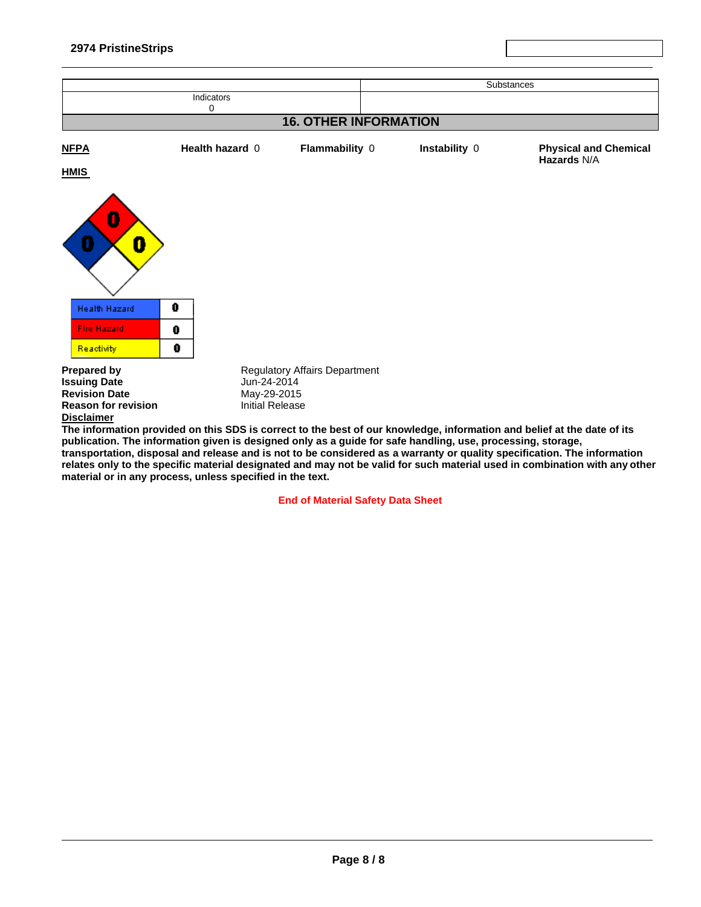| | Substances |
|---|---|
| Indicators<br>0 | |

## 16. OTHER INFORMATION

**NFPA** **Health hazard** 0 **Flammability** 0 **Instability** 0 **Physical and Chemical Hazards** N/A

**HMIS**

| | |
|---|---|
| Health Hazard | 0 |
| Fire Hazard | 0 |
| Reactivity | 0 |

| | |
|---|---|
| **Prepared by** | Regulatory Affairs Department |
| **Issuing Date** | Jun-24-2014 |
| **Revision Date** | May-29-2015 |
| **Reason for revision** | Initial Release |

**Disclaimer**

**The information provided on this SDS is correct to the best of our knowledge, information and belief at the date of its publication. The information given is designed only as a guide for safe handling, use, processing, storage, transportation, disposal and release and is not to be considered as a warranty or quality specification. The information relates only to the specific material designated and may not be valid for such material used in combination with any other material or in any process, unless specified in the text.**

**End of Material Safety Data Sheet**